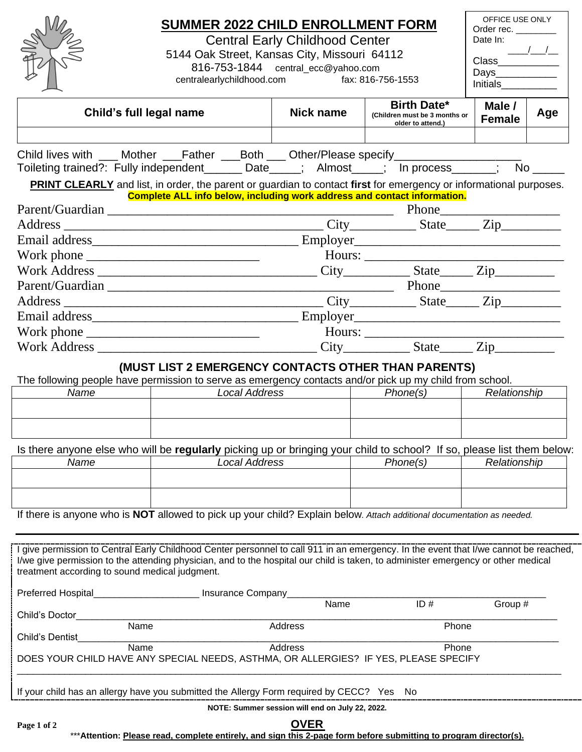# SUMMER 2022 CHILD ENROLLMENT FORM

Central Early Childhood Center
5144 Oak Street, Kansas City, Missouri 64112
816-753-1844 central_ecc@yahoo.com
centralearlychildhood.com fax: 816-756-1553

| OFFICE USE ONLY |
|---|
| Order rec. ________ |
| Date In: ____/___/__ |
| Class___________ |
| Days___________ |
| Initials__________ |

| Child's full legal name | Nick name | Birth Date* (Children must be 3 months or older to attend.) | Male / Female | Age |
|---|---|---|---|---|
| | | | | |

Child lives with ___ Mother ___Father ___Both ___ Other/Please specify___________________

Toileting trained?: Fully independent______ Date_____; Almost_____; In process_______; No _____

**PRINT CLEARLY** and list, in order, the parent or guardian to contact **first** for emergency or informational purposes.
**Complete ALL info below, including work address and contact information.**

Parent/Guardian _____________________________________________ Phone__________________
Address ________________________________________ City__________ State_____ Zip_________
Email address________________________________ Employer________________________________
Work phone __________________________ Hours: ______________________________
Work Address __________________________________ City__________ State_____ Zip_________
Parent/Guardian _____________________________________________ Phone__________________
Address ________________________________________ City__________ State_____ Zip_________
Email address________________________________ Employer________________________________
Work phone __________________________ Hours: ______________________________
Work Address __________________________________ City__________ State_____ Zip_________

## (MUST LIST 2 EMERGENCY CONTACTS OTHER THAN PARENTS)

The following people have permission to serve as emergency contacts and/or pick up my child from school.

| *Name* | *Local Address* | *Phone(s)* | *Relationship* |
|---|---|---|---|
| | | | |
| | | | |

Is there anyone else who will be **regularly** picking up or bringing your child to school? If so, please list them below:

| *Name* | *Local Address* | *Phone(s)* | *Relationship* |
|---|---|---|---|
| | | | |
| | | | |

If there is anyone who is **NOT** allowed to pick up your child? Explain below. *Attach additional documentation as needed.*

---

I give permission to Central Early Childhood Center personnel to call 911 in an emergency. In the event that I/we cannot be reached, I/we give permission to the attending physician, and to the hospital our child is taken, to administer emergency or other medical treatment according to sound medical judgment.

Preferred Hospital____________________ Insurance Company__________________________________________________
Name ID # Group #

Child's Doctor________________________________________________________________________________________
Name Address Phone

Child's Dentist_______________________________________________________________________________________
Name Address Phone

DOES YOUR CHILD HAVE ANY SPECIAL NEEDS, ASTHMA, OR ALLERGIES? IF YES, PLEASE SPECIFY

______________________________________________________________________________________________________

If your child has an allergy have you submitted the Allergy Form required by CECC? Yes No

**NOTE: Summer session will end on July 22, 2022.**

**OVER**

***__Attention: Please read, complete entirely, and sign this 2-page form before submitting to program director(s).__**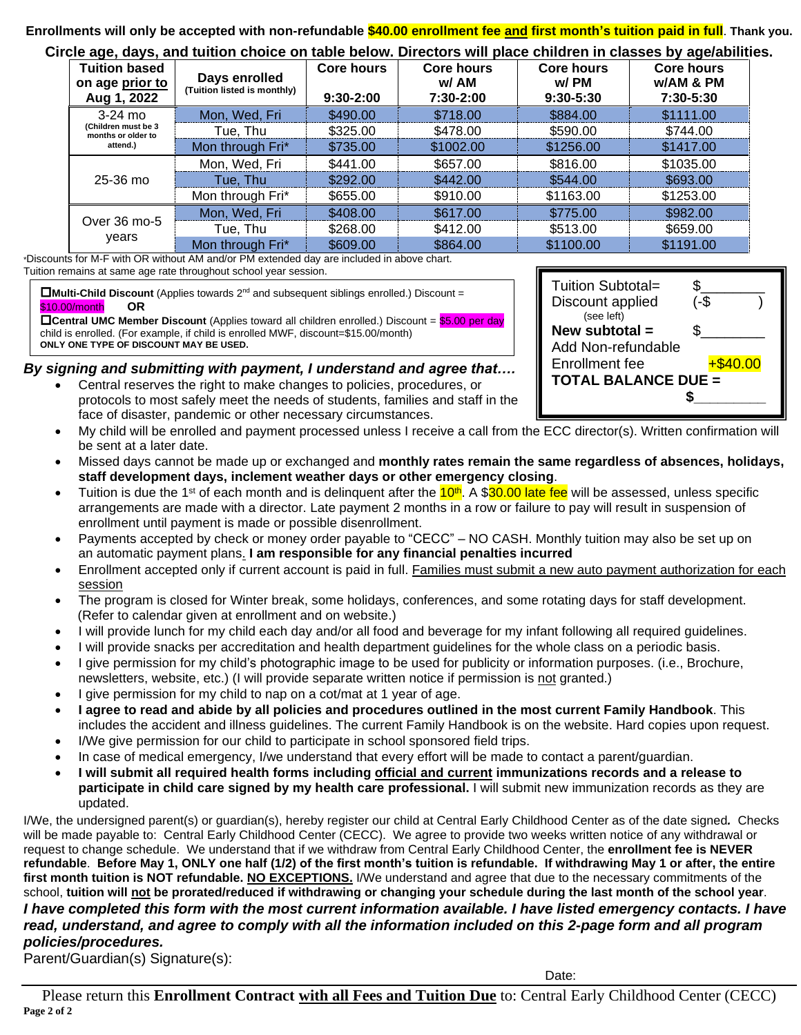**Enrollments will only be accepted with non-refundable $40.00 enrollment fee and first month's tuition paid in full. Thank you.**

**Circle age, days, and tuition choice on table below. Directors will place children in classes by age/abilities.**

| Tuition based on age prior to Aug 1, 2022 | Days enrolled (Tuition listed is monthly) | Core hours 9:30-2:00 | Core hours w/ AM 7:30-2:00 | Core hours w/ PM 9:30-5:30 | Core hours w/AM & PM 7:30-5:30 |
|---|---|---|---|---|---|
| 3-24 mo (Children must be 3 months or older to attend.) | Mon, Wed, Fri | $490.00 | $718.00 | $884.00 | $1111.00 |
| | Tue, Thu | $325.00 | $478.00 | $590.00 | $744.00 |
| | Mon through Fri* | $735.00 | $1002.00 | $1256.00 | $1417.00 |
| 25-36 mo | Mon, Wed, Fri | $441.00 | $657.00 | $816.00 | $1035.00 |
| | Tue, Thu | $292.00 | $442.00 | $544.00 | $693.00 |
| | Mon through Fri* | $655.00 | $910.00 | $1163.00 | $1253.00 |
| Over 36 mo-5 years | Mon, Wed, Fri | $408.00 | $617.00 | $775.00 | $982.00 |
| | Tue, Thu | $268.00 | $412.00 | $513.00 | $659.00 |
| | Mon through Fri* | $609.00 | $864.00 | $1100.00 | $1191.00 |

*Discounts for M-F with OR without AM and/or PM extended day are included in above chart.
Tuition remains at same age rate throughout school year session.

☐**Multi-Child Discount** (Applies towards 2nd and subsequent siblings enrolled.) Discount = $10.00/month **OR**
☐**Central UMC Member Discount** (Applies toward all children enrolled.) Discount = $5.00 per day child is enrolled. (For example, if child is enrolled MWF, discount=$15.00/month)
**ONLY ONE TYPE OF DISCOUNT MAY BE USED.**

Tuition Subtotal= $________
Discount applied (see left) (-$ )
**New subtotal =** $________
Add Non-refundable Enrollment fee +$40.00
**TOTAL BALANCE DUE = $________**

***By signing and submitting with payment, I understand and agree that….***

- Central reserves the right to make changes to policies, procedures, or protocols to most safely meet the needs of students, families and staff in the face of disaster, pandemic or other necessary circumstances.
- My child will be enrolled and payment processed unless I receive a call from the ECC director(s). Written confirmation will be sent at a later date.
- Missed days cannot be made up or exchanged and **monthly rates remain the same regardless of absences, holidays, staff development days, inclement weather days or other emergency closing**.
- Tuition is due the 1st of each month and is delinquent after the 10th. A $30.00 late fee will be assessed, unless specific arrangements are made with a director. Late payment 2 months in a row or failure to pay will result in suspension of enrollment until payment is made or possible disenrollment.
- Payments accepted by check or money order payable to "CECC" – NO CASH. Monthly tuition may also be set up on an automatic payment plans. **I am responsible for any financial penalties incurred**
- Enrollment accepted only if current account is paid in full. Families must submit a new auto payment authorization for each session
- The program is closed for Winter break, some holidays, conferences, and some rotating days for staff development. (Refer to calendar given at enrollment and on website.)
- I will provide lunch for my child each day and/or all food and beverage for my infant following all required guidelines.
- I will provide snacks per accreditation and health department guidelines for the whole class on a periodic basis.
- I give permission for my child's photographic image to be used for publicity or information purposes. (i.e., Brochure, newsletters, website, etc.) (I will provide separate written notice if permission is not granted.)
- I give permission for my child to nap on a cot/mat at 1 year of age.
- **I agree to read and abide by all policies and procedures outlined in the most current Family Handbook**. This includes the accident and illness guidelines. The current Family Handbook is on the website. Hard copies upon request.
- I/We give permission for our child to participate in school sponsored field trips.
- In case of medical emergency, I/we understand that every effort will be made to contact a parent/guardian.
- **I will submit all required health forms including official and current immunizations records and a release to participate in child care signed by my health care professional.** I will submit new immunization records as they are updated.

I/We, the undersigned parent(s) or guardian(s), hereby register our child at Central Early Childhood Center as of the date signed*.* Checks will be made payable to: Central Early Childhood Center (CECC). We agree to provide two weeks written notice of any withdrawal or request to change schedule. We understand that if we withdraw from Central Early Childhood Center, the **enrollment fee is NEVER refundable**. **Before May 1, ONLY one half (1/2) of the first month's tuition is refundable. If withdrawing May 1 or after, the entire first month tuition is NOT refundable. NO EXCEPTIONS.** I/We understand and agree that due to the necessary commitments of the school, **tuition will not be prorated/reduced if withdrawing or changing your schedule during the last month of the school year**.

***I have completed this form with the most current information available. I have listed emergency contacts. I have read, understand, and agree to comply with all the information included on this 2-page form and all program policies/procedures.***

Parent/Guardian(s) Signature(s):

Date:

Please return this **Enrollment Contract with all Fees and Tuition Due** to: Central Early Childhood Center (CECC)